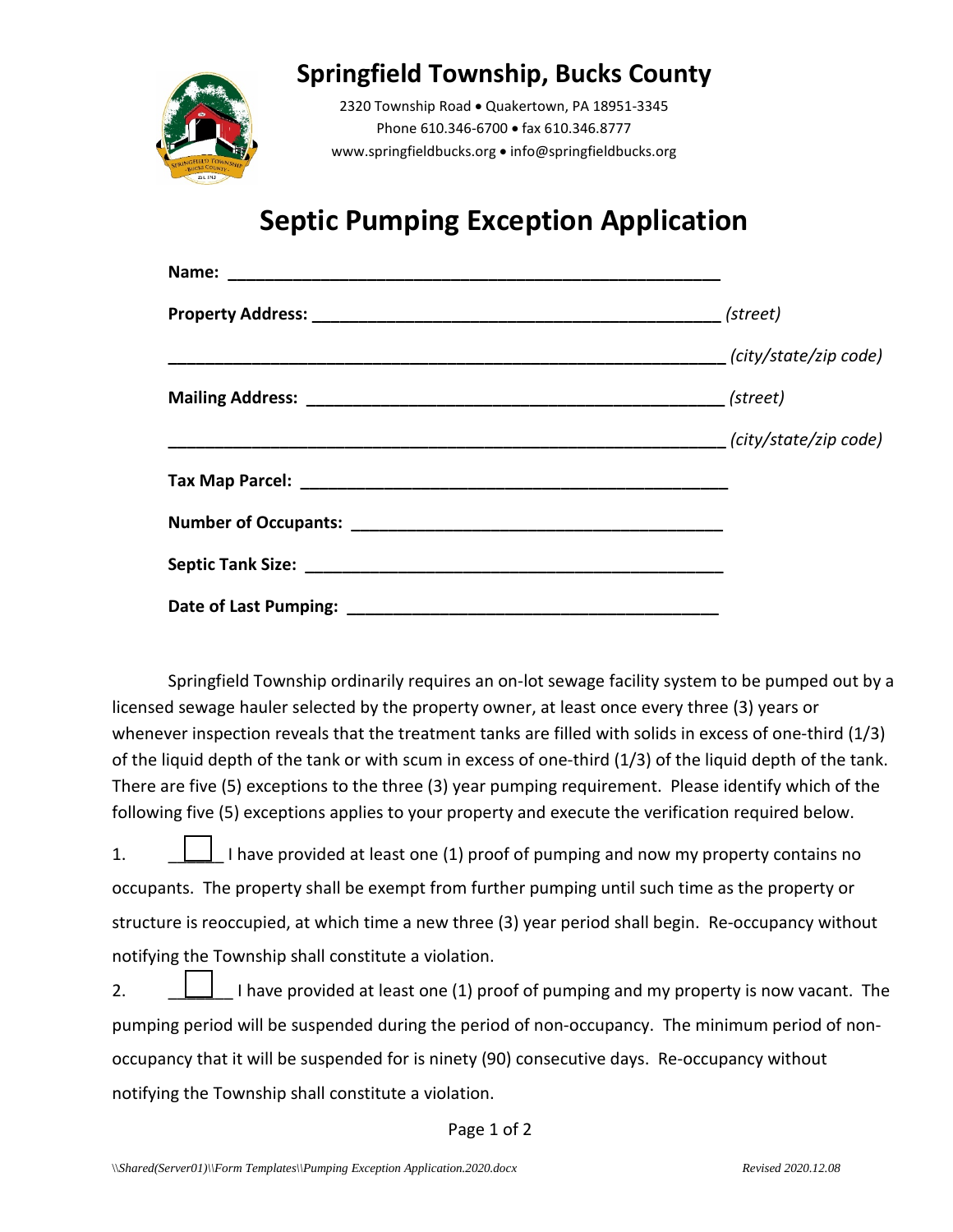# Springfield Township, Bucks County

2320 Township Road • Quakertown, PA 18951-3345
Phone 610.346-6700 • fax 610.346.8777
www.springfieldbucks.org • info@springfieldbucks.org

## Septic Pumping Exception Application

**Name:** ____________________________________________________

**Property Address:** ____________________________________________ *(street)*

____________________________________________________________ *(city/state/zip code)*

**Mailing Address:** _____________________________________________ *(street)*

____________________________________________________________ *(city/state/zip code)*

**Tax Map Parcel:** _____________________________________________

**Number of Occupants:** ________________________________________

**Septic Tank Size:** ____________________________________________

**Date of Last Pumping:** ________________________________________

Springfield Township ordinarily requires an on-lot sewage facility system to be pumped out by a licensed sewage hauler selected by the property owner, at least once every three (3) years or whenever inspection reveals that the treatment tanks are filled with solids in excess of one-third (1/3) of the liquid depth of the tank or with scum in excess of one-third (1/3) of the liquid depth of the tank. There are five (5) exceptions to the three (3) year pumping requirement. Please identify which of the following five (5) exceptions applies to your property and execute the verification required below.

1. ☐ I have provided at least one (1) proof of pumping and now my property contains no occupants. The property shall be exempt from further pumping until such time as the property or structure is reoccupied, at which time a new three (3) year period shall begin. Re-occupancy without notifying the Township shall constitute a violation.

2. ☐ I have provided at least one (1) proof of pumping and my property is now vacant. The pumping period will be suspended during the period of non-occupancy. The minimum period of non-occupancy that it will be suspended for is ninety (90) consecutive days. Re-occupancy without notifying the Township shall constitute a violation.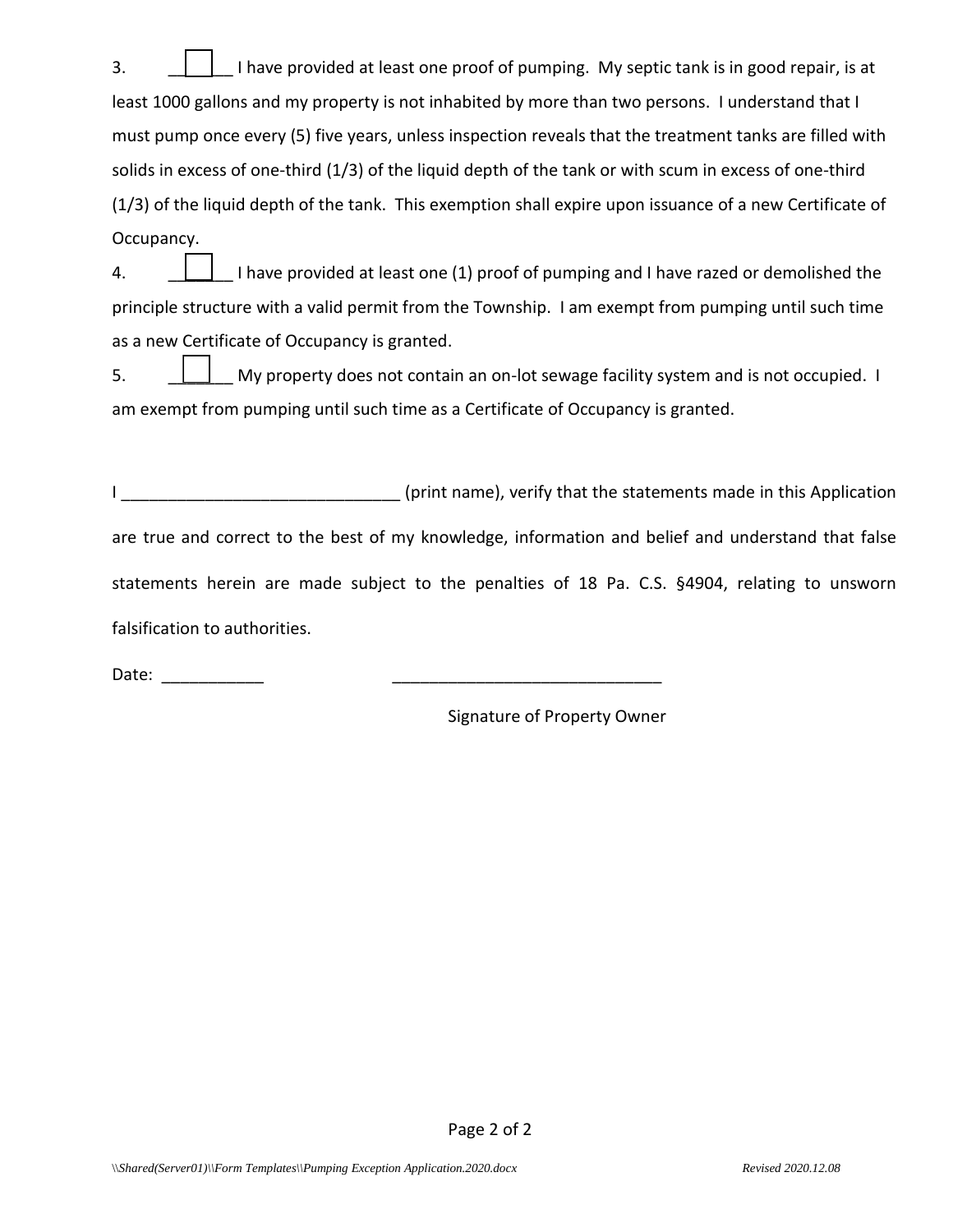3. ______ I have provided at least one proof of pumping. My septic tank is in good repair, is at least 1000 gallons and my property is not inhabited by more than two persons. I understand that I must pump once every (5) five years, unless inspection reveals that the treatment tanks are filled with solids in excess of one-third (1/3) of the liquid depth of the tank or with scum in excess of one-third (1/3) of the liquid depth of the tank. This exemption shall expire upon issuance of a new Certificate of Occupancy.

4. ______ I have provided at least one (1) proof of pumping and I have razed or demolished the principle structure with a valid permit from the Township. I am exempt from pumping until such time as a new Certificate of Occupancy is granted.

5. ______ My property does not contain an on-lot sewage facility system and is not occupied. I am exempt from pumping until such time as a Certificate of Occupancy is granted.

I ______________________________ (print name), verify that the statements made in this Application are true and correct to the best of my knowledge, information and belief and understand that false statements herein are made subject to the penalties of 18 Pa. C.S. §4904, relating to unsworn falsification to authorities.

Date: ___________ ______________________________

Signature of Property Owner

*\\Shared(Server01)\\Form Templates\\Pumping Exception Application.2020.docx* *Revised 2020.12.08*